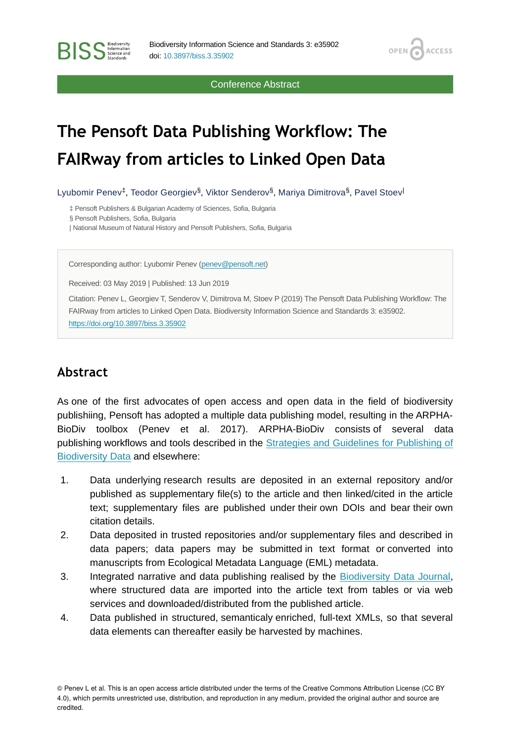Conference Abstract

# The Pensoft Data Publishing Workflow: The FAIRway from articles to Linked Open Data

Lyubomir Penev[‡], Teodor Georgiev[§], Viktor Senderov[§], Mariya Dimitrova[§], Pavel Stoev[|]

‡ Pensoft Publishers & Bulgarian Academy of Sciences, Sofia, Bulgaria
§ Pensoft Publishers, Sofia, Bulgaria
| National Museum of Natural History and Pensoft Publishers, Sofia, Bulgaria

Corresponding author: Lyubomir Penev (penev@pensoft.net)

Received: 03 May 2019 | Published: 13 Jun 2019

Citation: Penev L, Georgiev T, Senderov V, Dimitrova M, Stoev P (2019) The Pensoft Data Publishing Workflow: The FAIRway from articles to Linked Open Data. Biodiversity Information Science and Standards 3: e35902. https://doi.org/10.3897/biss.3.35902

## Abstract

As one of the first advocates of open access and open data in the field of biodiversity publishiing, Pensoft has adopted a multiple data publishing model, resulting in the ARPHA-BioDiv toolbox (Penev et al. 2017). ARPHA-BioDiv consists of several data publishing workflows and tools described in the Strategies and Guidelines for Publishing of Biodiversity Data and elsewhere:

1. Data underlying research results are deposited in an external repository and/or published as supplementary file(s) to the article and then linked/cited in the article text; supplementary files are published under their own DOIs and bear their own citation details.
2. Data deposited in trusted repositories and/or supplementary files and described in data papers; data papers may be submitted in text format or converted into manuscripts from Ecological Metadata Language (EML) metadata.
3. Integrated narrative and data publishing realised by the Biodiversity Data Journal, where structured data are imported into the article text from tables or via web services and downloaded/distributed from the published article.
4. Data published in structured, semanticaly enriched, full-text XMLs, so that several data elements can thereafter easily be harvested by machines.

© Penev L et al. This is an open access article distributed under the terms of the Creative Commons Attribution License (CC BY 4.0), which permits unrestricted use, distribution, and reproduction in any medium, provided the original author and source are credited.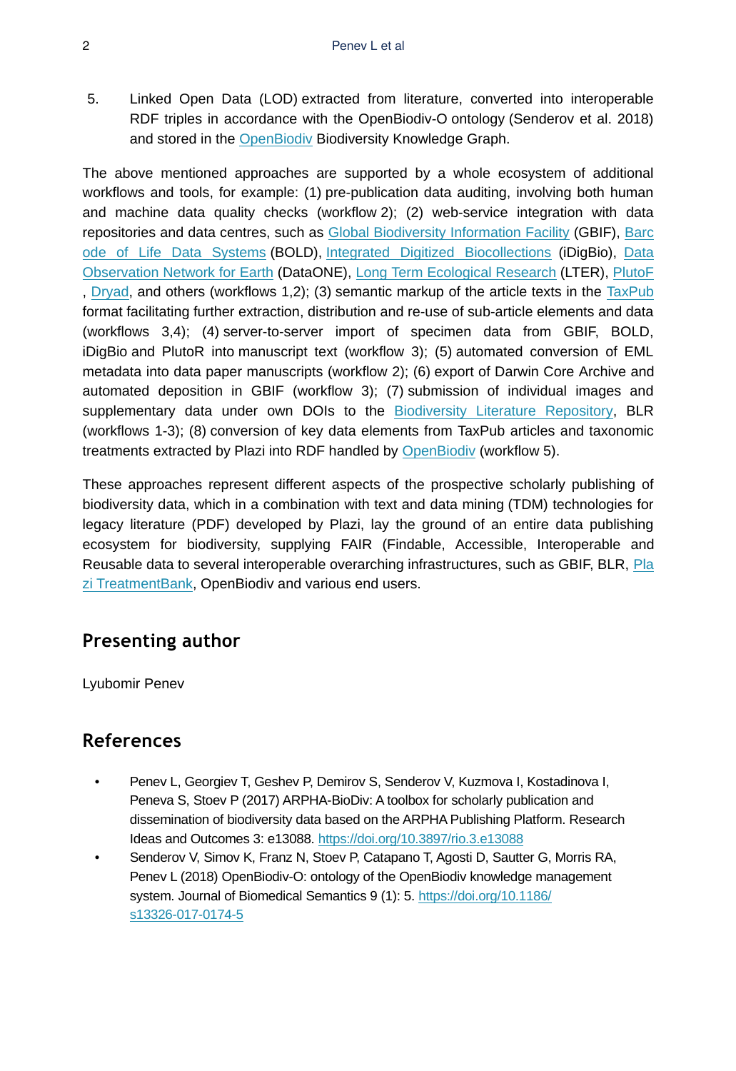5. Linked Open Data (LOD) extracted from literature, converted into interoperable RDF triples in accordance with the OpenBiodiv-O ontology (Senderov et al. 2018) and stored in the OpenBiodiv Biodiversity Knowledge Graph.

The above mentioned approaches are supported by a whole ecosystem of additional workflows and tools, for example: (1) pre-publication data auditing, involving both human and machine data quality checks (workflow 2); (2) web-service integration with data repositories and data centres, such as Global Biodiversity Information Facility (GBIF), Barcode of Life Data Systems (BOLD), Integrated Digitized Biocollections (iDigBio), Data Observation Network for Earth (DataONE), Long Term Ecological Research (LTER), PlutoF, Dryad, and others (workflows 1,2); (3) semantic markup of the article texts in the TaxPub format facilitating further extraction, distribution and re-use of sub-article elements and data (workflows 3,4); (4) server-to-server import of specimen data from GBIF, BOLD, iDigBio and PlutoR into manuscript text (workflow 3); (5) automated conversion of EML metadata into data paper manuscripts (workflow 2); (6) export of Darwin Core Archive and automated deposition in GBIF (workflow 3); (7) submission of individual images and supplementary data under own DOIs to the Biodiversity Literature Repository, BLR (workflows 1-3); (8) conversion of key data elements from TaxPub articles and taxonomic treatments extracted by Plazi into RDF handled by OpenBiodiv (workflow 5).

These approaches represent different aspects of the prospective scholarly publishing of biodiversity data, which in a combination with text and data mining (TDM) technologies for legacy literature (PDF) developed by Plazi, lay the ground of an entire data publishing ecosystem for biodiversity, supplying FAIR (Findable, Accessible, Interoperable and Reusable data to several interoperable overarching infrastructures, such as GBIF, BLR, Plazi TreatmentBank, OpenBiodiv and various end users.

## Presenting author

Lyubomir Penev

## References

- Penev L, Georgiev T, Geshev P, Demirov S, Senderov V, Kuzmova I, Kostadinova I, Peneva S, Stoev P (2017) ARPHA-BioDiv: A toolbox for scholarly publication and dissemination of biodiversity data based on the ARPHA Publishing Platform. Research Ideas and Outcomes 3: e13088. https://doi.org/10.3897/rio.3.e13088
- Senderov V, Simov K, Franz N, Stoev P, Catapano T, Agosti D, Sautter G, Morris RA, Penev L (2018) OpenBiodiv-O: ontology of the OpenBiodiv knowledge management system. Journal of Biomedical Semantics 9 (1): 5. https://doi.org/10.1186/s13326-017-0174-5